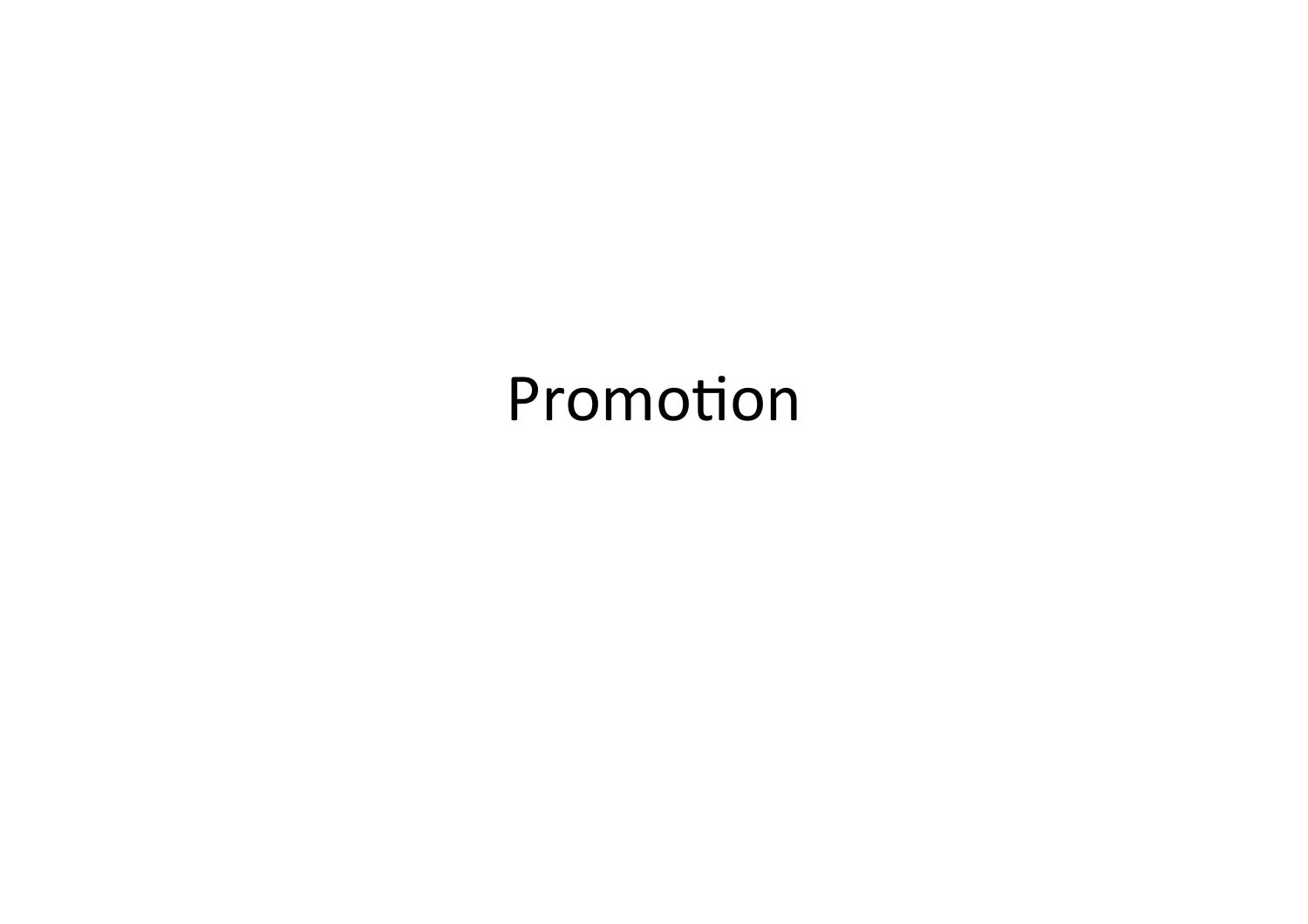# Promotion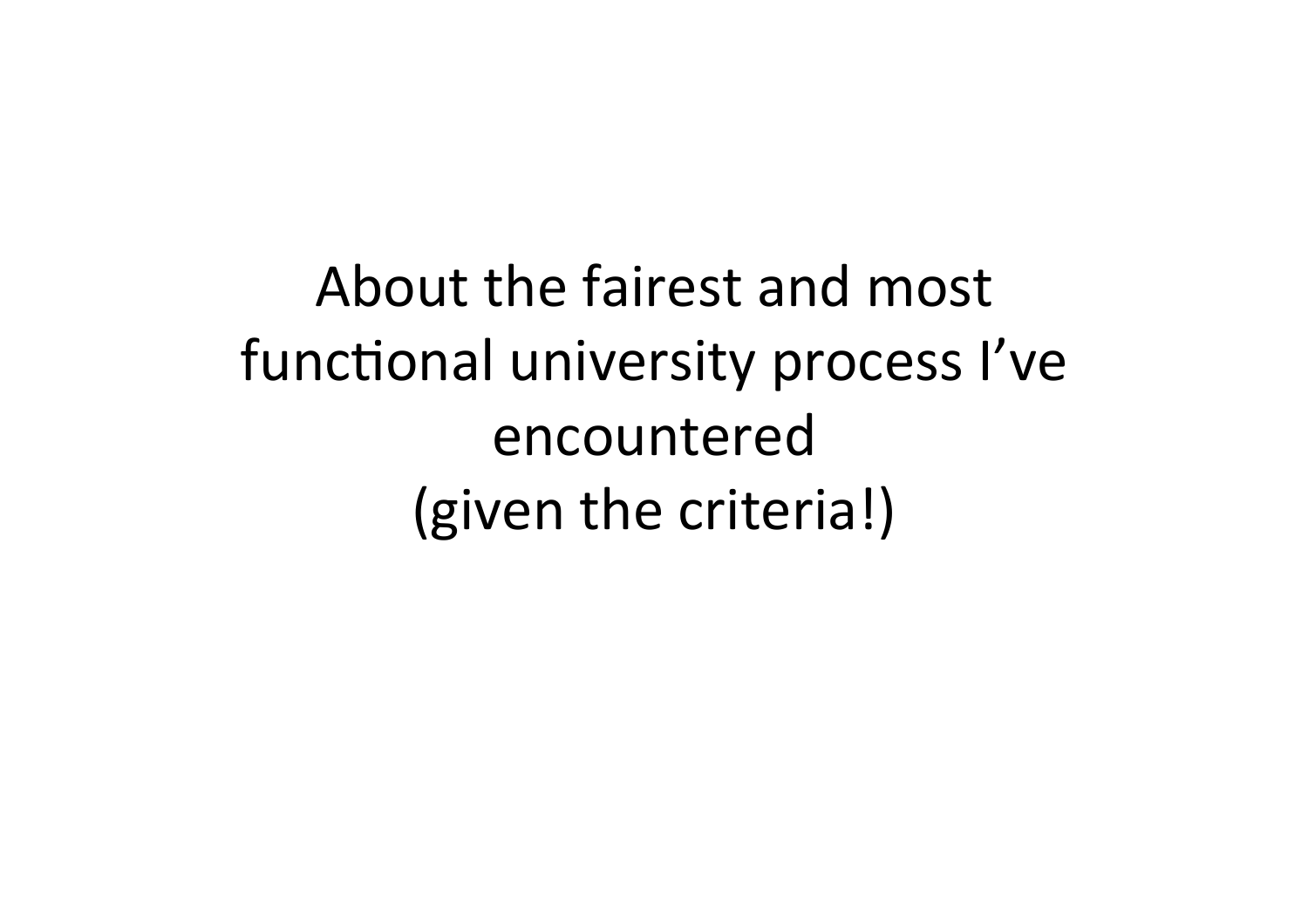About the fairest and most functional university process I've encountered
(given the criteria!)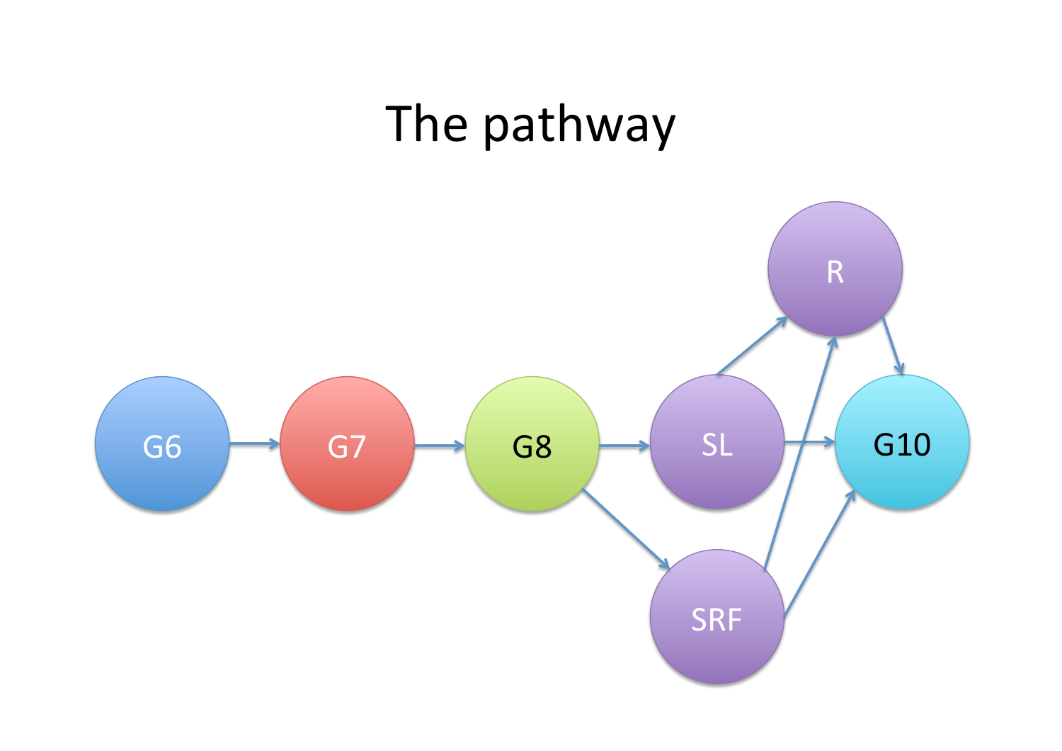# The pathway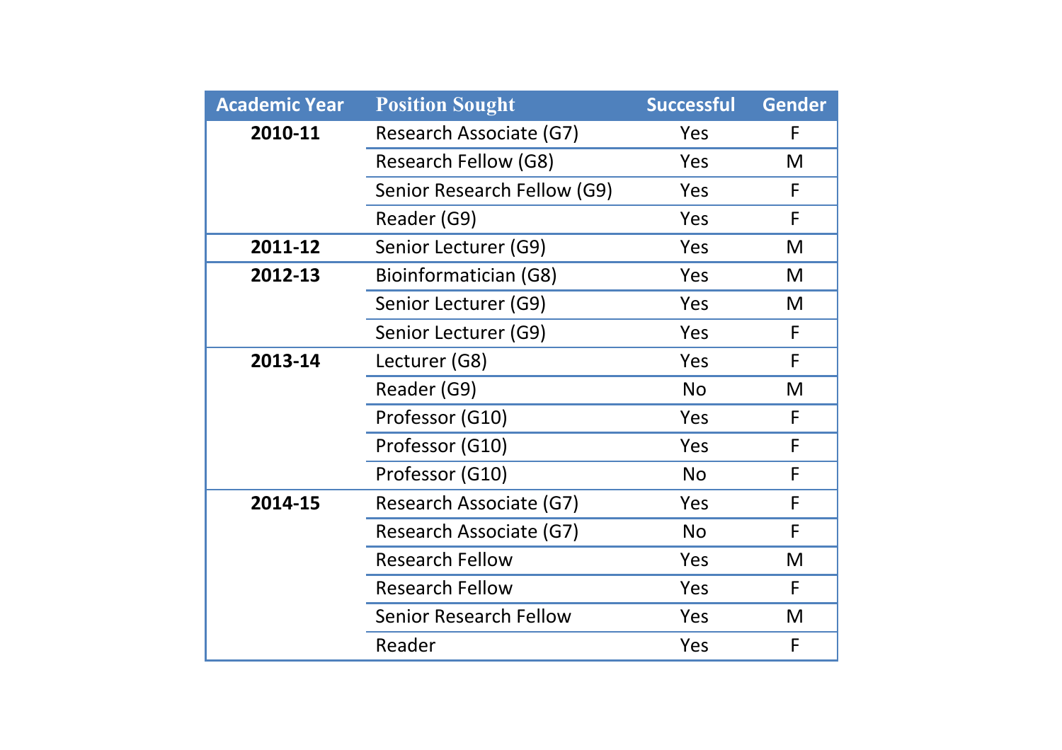| Academic Year | Position Sought | Successful | Gender |
|---|---|---|---|
| **2010-11** | Research Associate (G7) | Yes | F |
| | Research Fellow (G8) | Yes | M |
| | Senior Research Fellow (G9) | Yes | F |
| | Reader (G9) | Yes | F |
| **2011-12** | Senior Lecturer (G9) | Yes | M |
| **2012-13** | Bioinformatician (G8) | Yes | M |
| | Senior Lecturer (G9) | Yes | M |
| | Senior Lecturer (G9) | Yes | F |
| **2013-14** | Lecturer (G8) | Yes | F |
| | Reader (G9) | No | M |
| | Professor (G10) | Yes | F |
| | Professor (G10) | Yes | F |
| | Professor (G10) | No | F |
| **2014-15** | Research Associate (G7) | Yes | F |
| | Research Associate (G7) | No | F |
| | Research Fellow | Yes | M |
| | Research Fellow | Yes | F |
| | Senior Research Fellow | Yes | M |
| | Reader | Yes | F |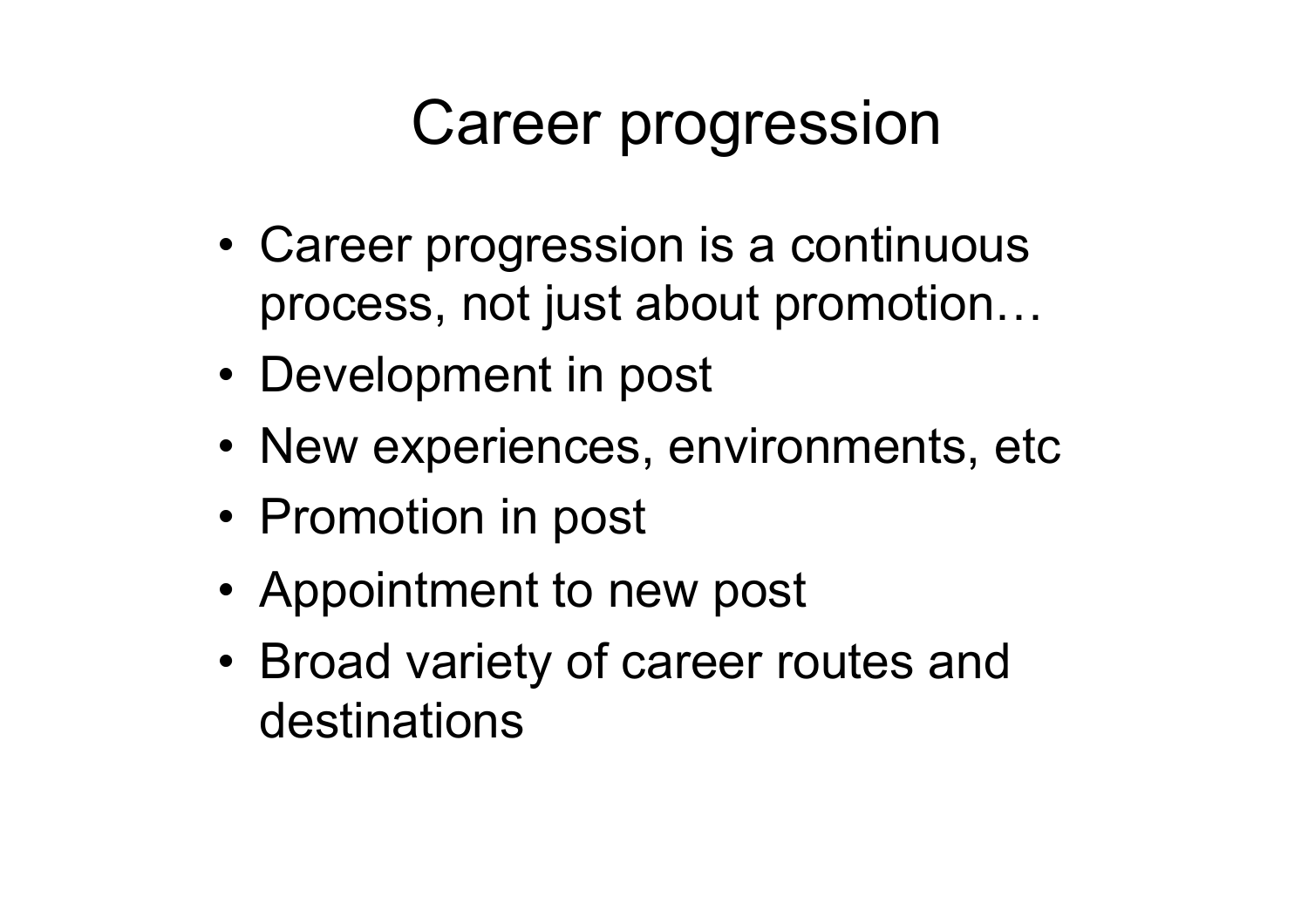# Career progression

- Career progression is a continuous process, not just about promotion…
- Development in post
- New experiences, environments, etc
- Promotion in post
- Appointment to new post
- Broad variety of career routes and destinations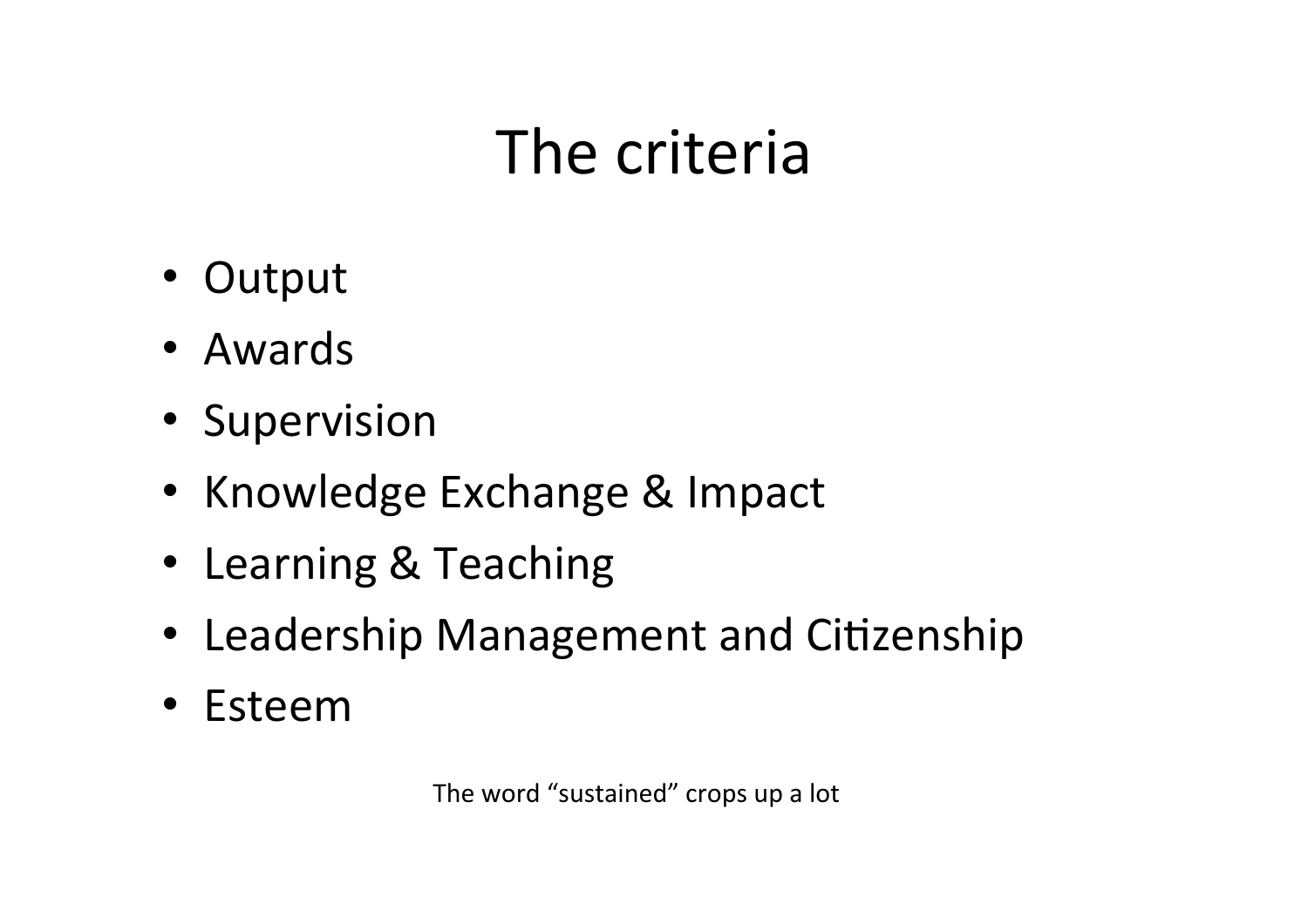# The criteria

- Output
- Awards
- Supervision
- Knowledge Exchange & Impact
- Learning & Teaching
- Leadership Management and Citizenship
- Esteem

The word "sustained" crops up a lot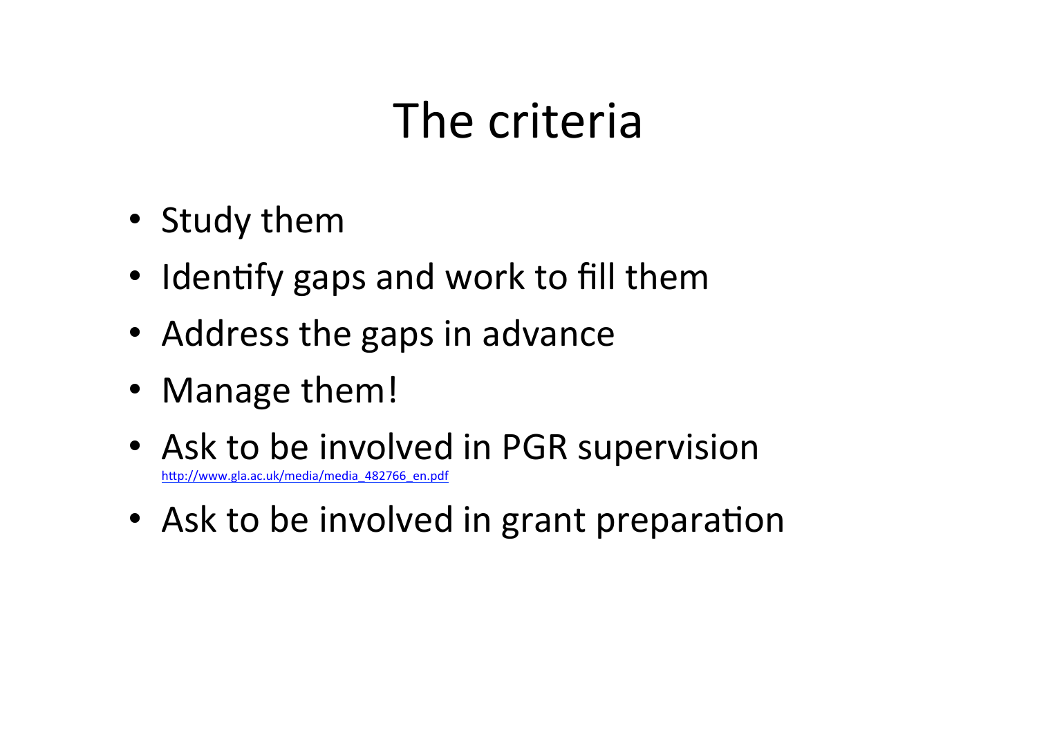# The criteria

- Study them
- Identify gaps and work to fill them
- Address the gaps in advance
- Manage them!
- Ask to be involved in PGR supervision
  http://www.gla.ac.uk/media/media_482766_en.pdf
- Ask to be involved in grant preparation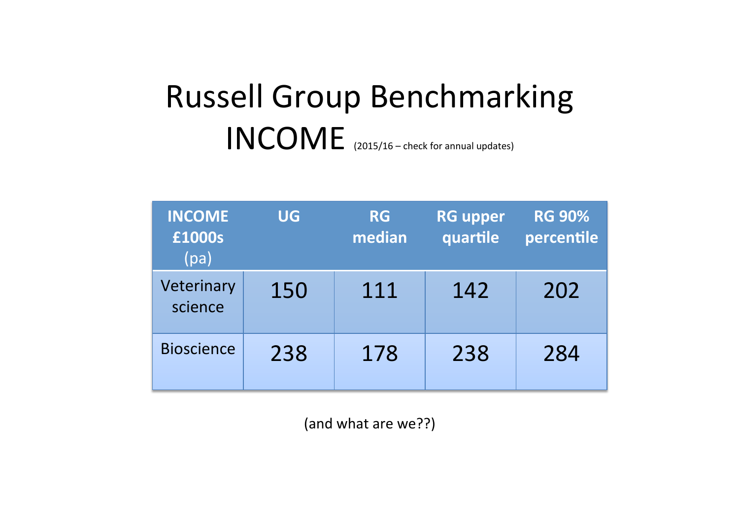# Russell Group Benchmarking INCOME (2015/16 – check for annual updates)

| INCOME £1000s (pa) | UG | RG median | RG upper quartile | RG 90% percentile |
|---|---|---|---|---|
| Veterinary science | 150 | 111 | 142 | 202 |
| Bioscience | 238 | 178 | 238 | 284 |

(and what are we??)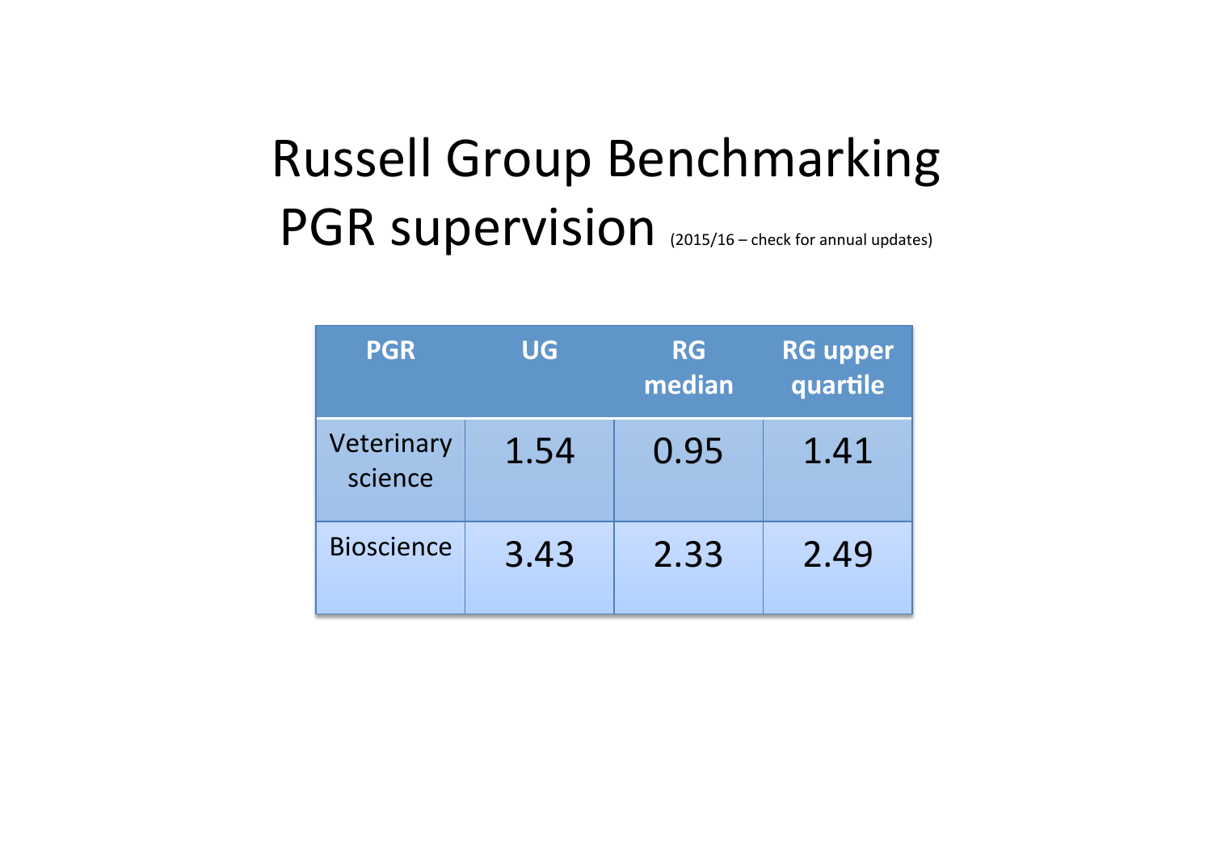# Russell Group Benchmarking PGR supervision (2015/16 – check for annual updates)

| PGR | UG | RG median | RG upper quartile |
|---|---|---|---|
| Veterinary science | 1.54 | 0.95 | 1.41 |
| Bioscience | 3.43 | 2.33 | 2.49 |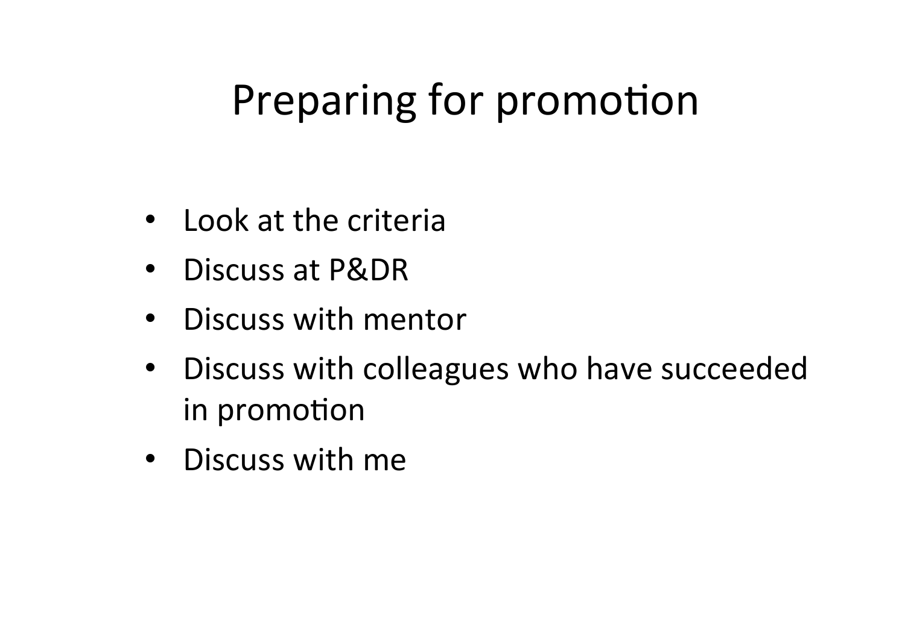# Preparing for promotion

- Look at the criteria
- Discuss at P&DR
- Discuss with mentor
- Discuss with colleagues who have succeeded in promotion
- Discuss with me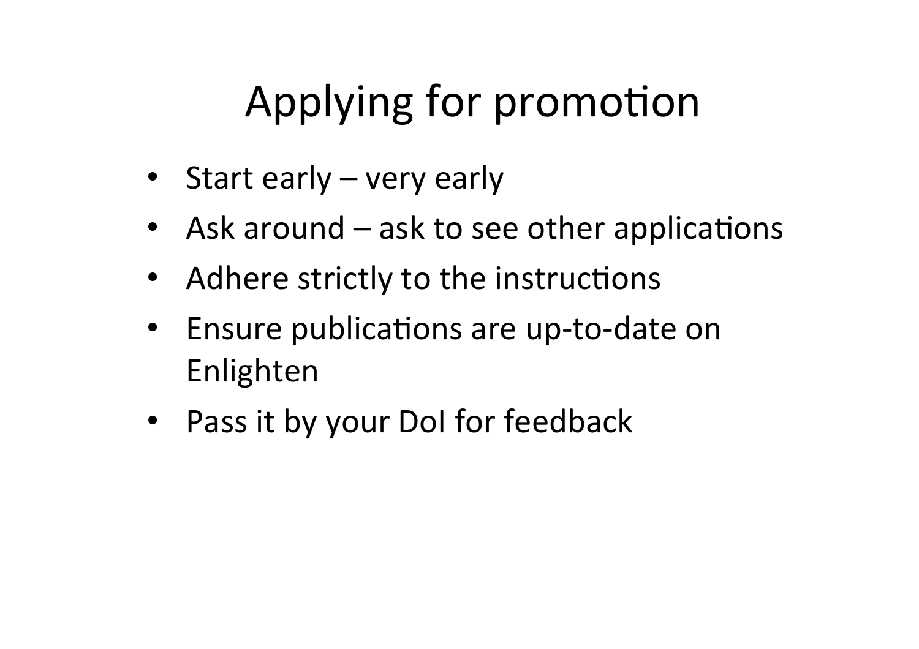# Applying for promotion

- Start early – very early
- Ask around – ask to see other applications
- Adhere strictly to the instructions
- Ensure publications are up-to-date on Enlighten
- Pass it by your DoI for feedback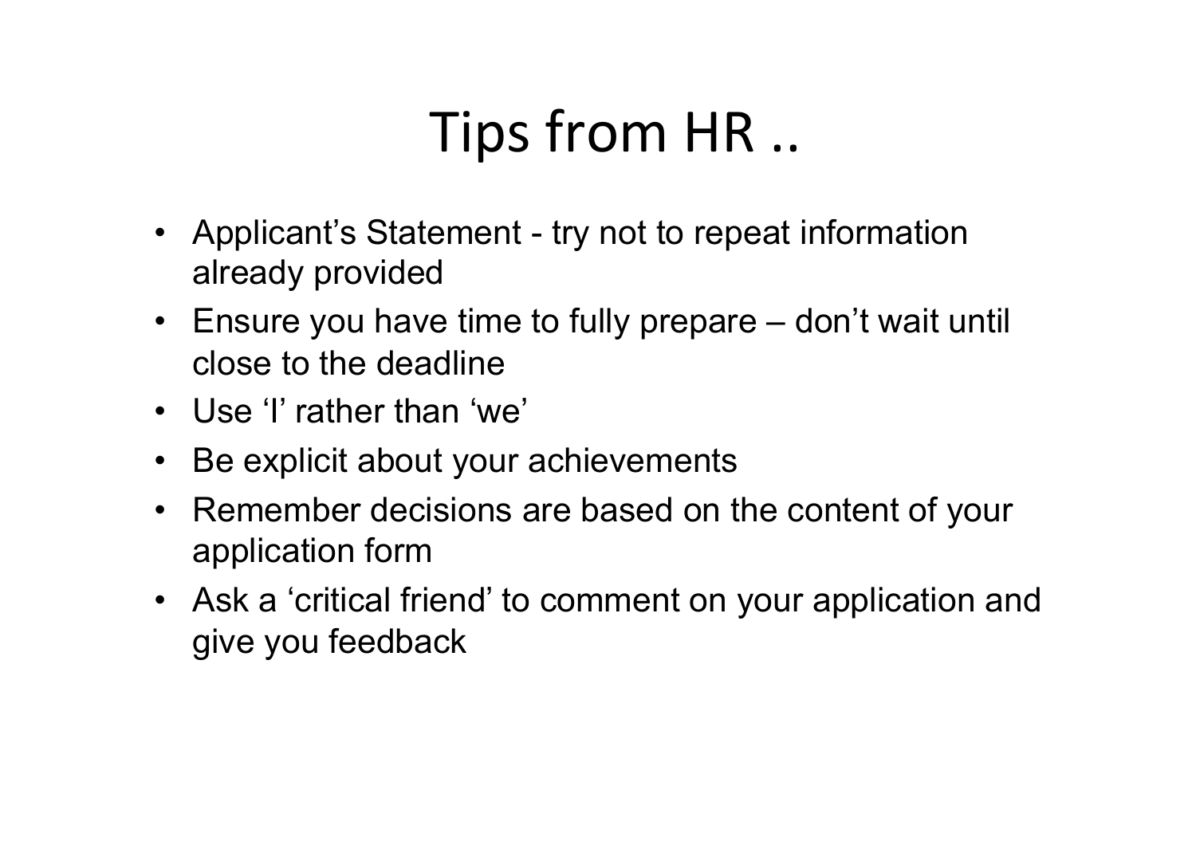# Tips from HR ..

- Applicant's Statement - try not to repeat information already provided
- Ensure you have time to fully prepare – don't wait until close to the deadline
- Use 'I' rather than 'we'
- Be explicit about your achievements
- Remember decisions are based on the content of your application form
- Ask a 'critical friend' to comment on your application and give you feedback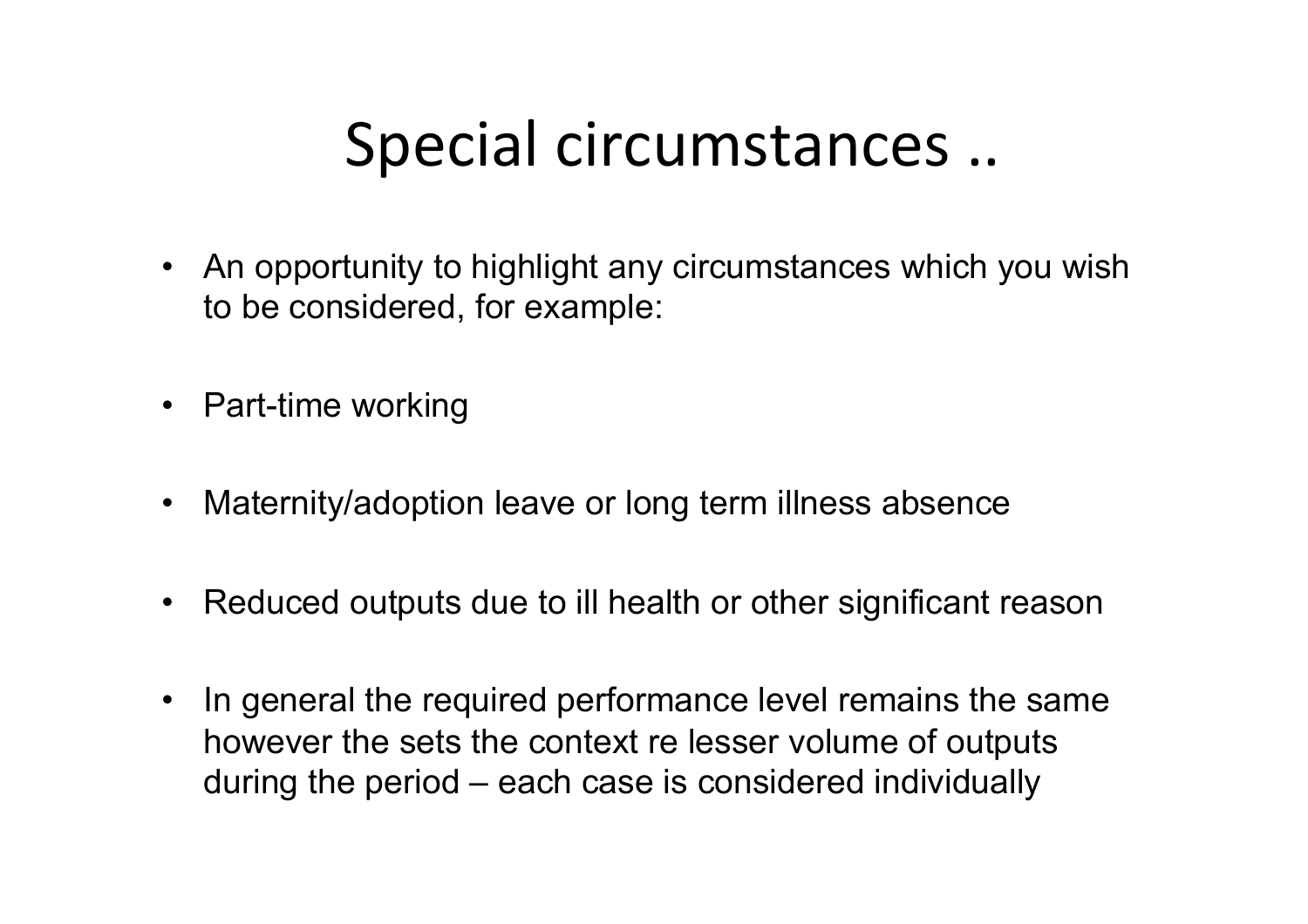# Special circumstances ..

- An opportunity to highlight any circumstances which you wish to be considered, for example:
- Part-time working
- Maternity/adoption leave or long term illness absence
- Reduced outputs due to ill health or other significant reason
- In general the required performance level remains the same however the sets the context re lesser volume of outputs during the period – each case is considered individually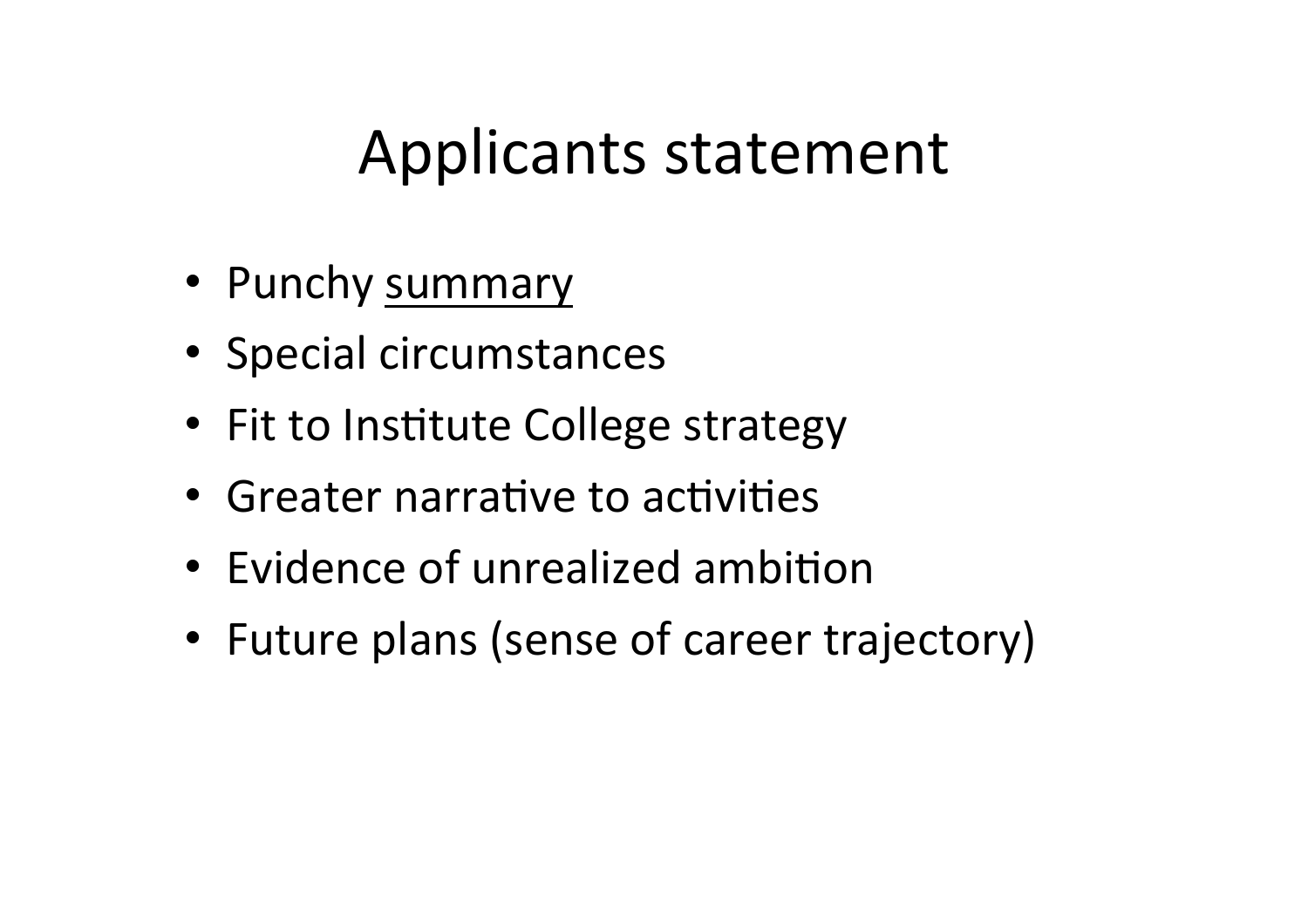# Applicants statement

- Punchy <u>summary</u>
- Special circumstances
- Fit to Institute College strategy
- Greater narrative to activities
- Evidence of unrealized ambition
- Future plans (sense of career trajectory)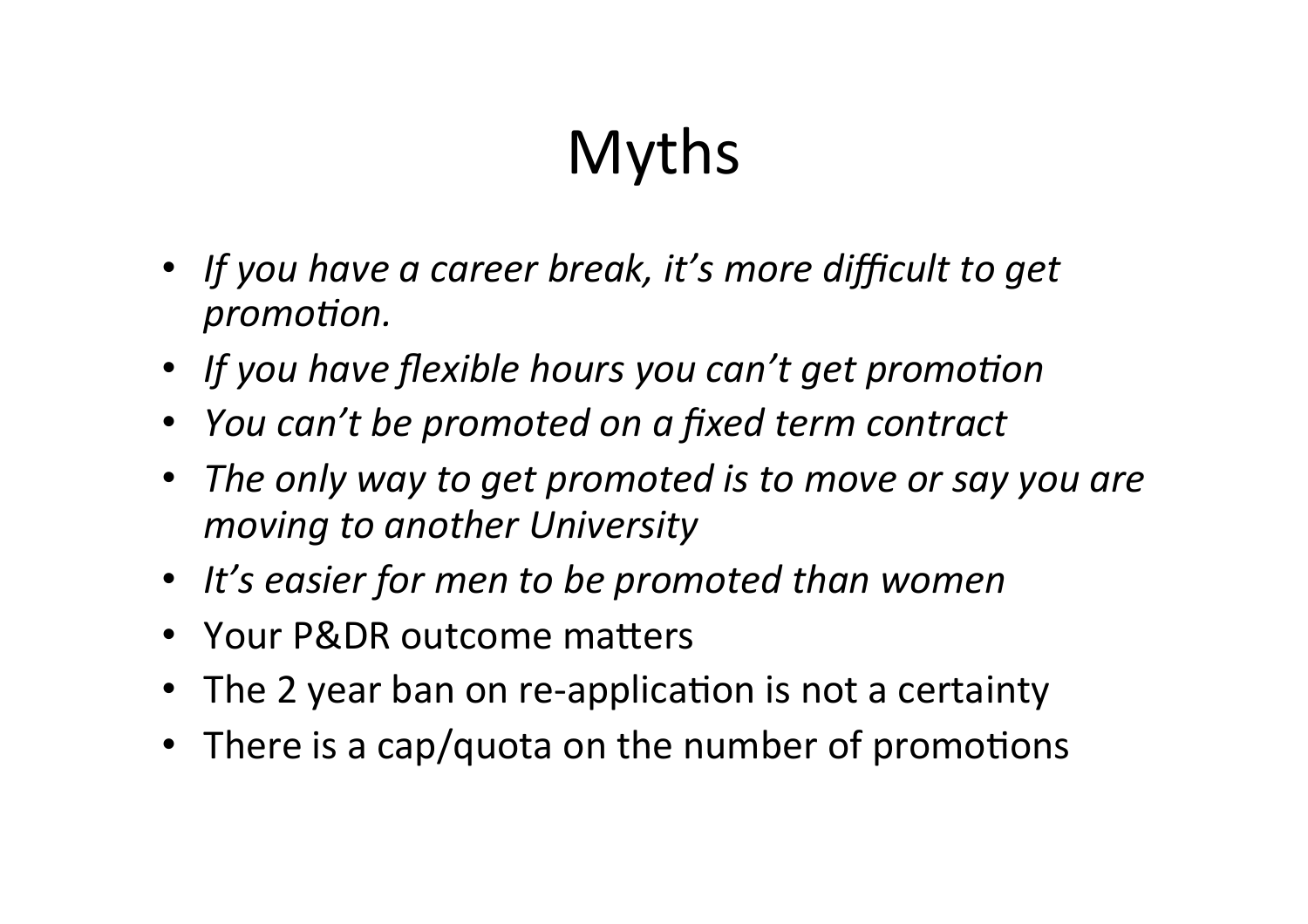# Myths

- *If you have a career break, it's more difficult to get promotion.*
- *If you have flexible hours you can't get promotion*
- *You can't be promoted on a fixed term contract*
- *The only way to get promoted is to move or say you are moving to another University*
- *It's easier for men to be promoted than women*
- Your P&DR outcome matters
- The 2 year ban on re-application is not a certainty
- There is a cap/quota on the number of promotions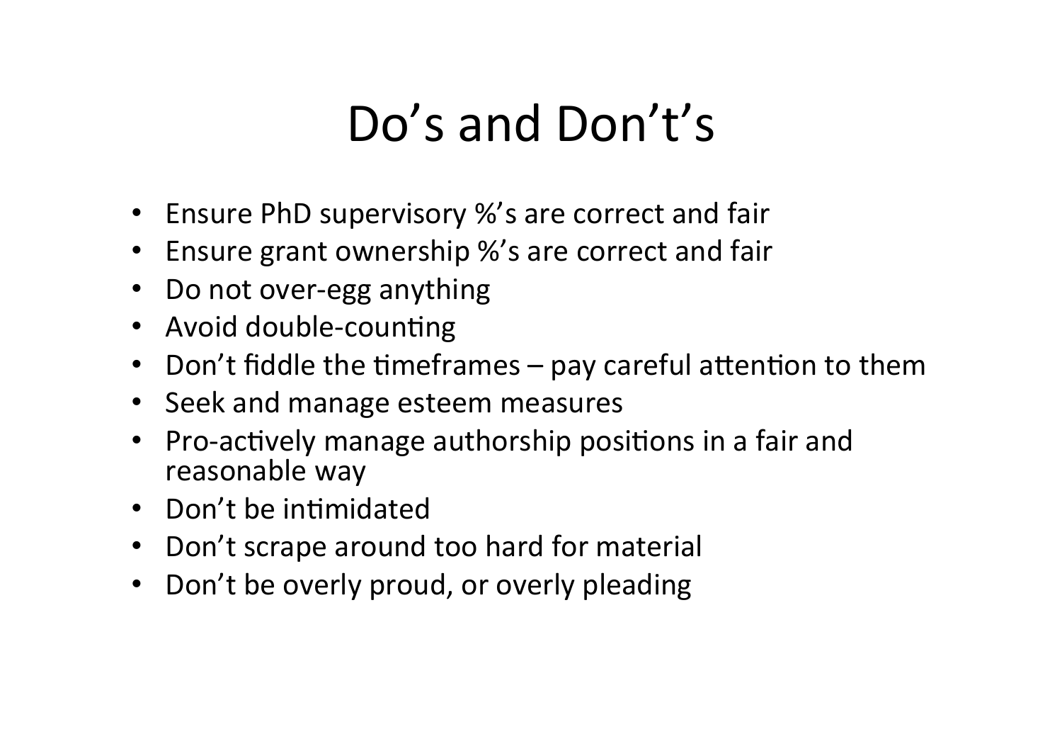# Do's and Don't's

- Ensure PhD supervisory %'s are correct and fair
- Ensure grant ownership %'s are correct and fair
- Do not over-egg anything
- Avoid double-counting
- Don't fiddle the timeframes – pay careful attention to them
- Seek and manage esteem measures
- Pro-actively manage authorship positions in a fair and reasonable way
- Don't be intimidated
- Don't scrape around too hard for material
- Don't be overly proud, or overly pleading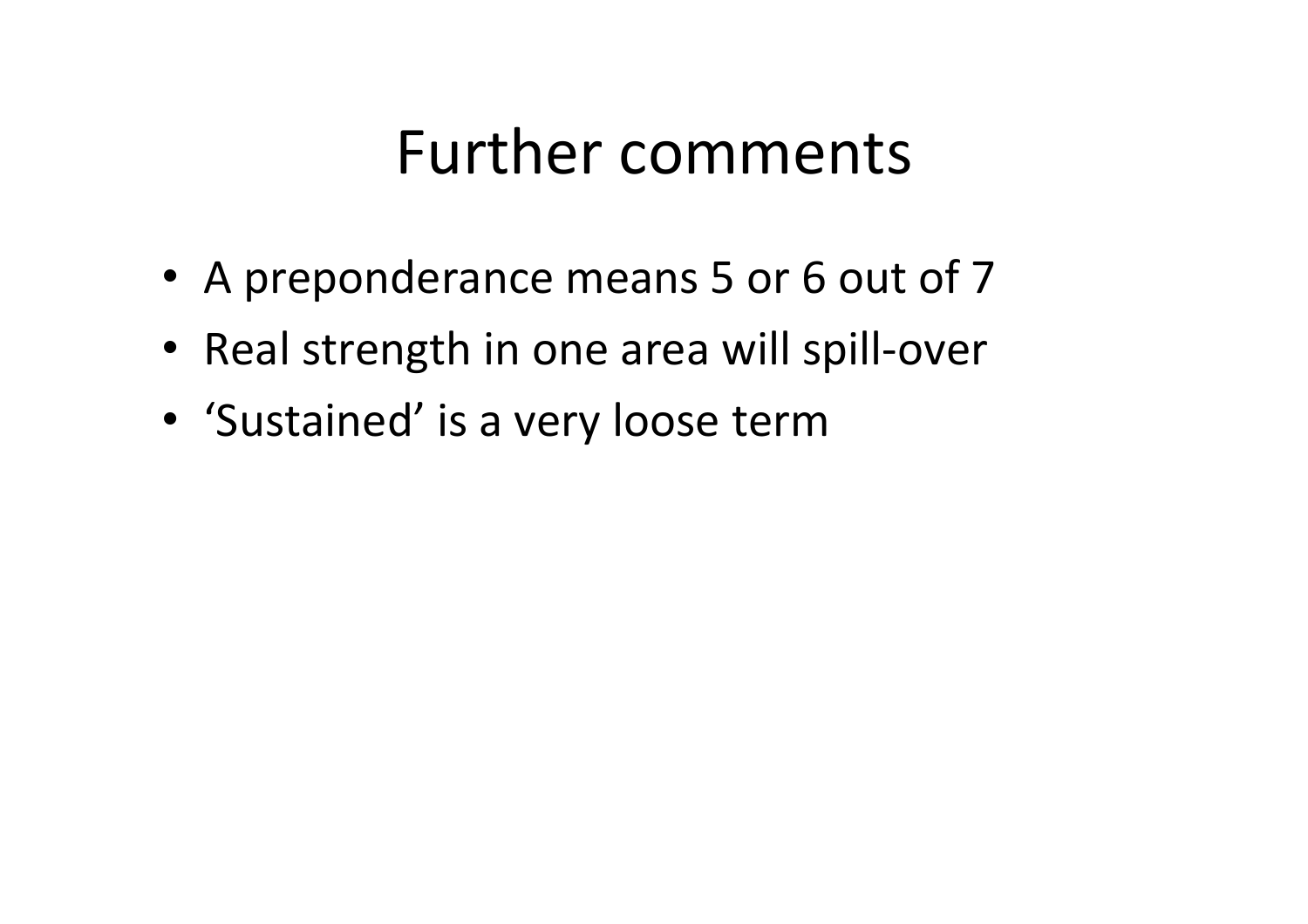# Further comments

- A preponderance means 5 or 6 out of 7
- Real strength in one area will spill-over
- ‘Sustained’ is a very loose term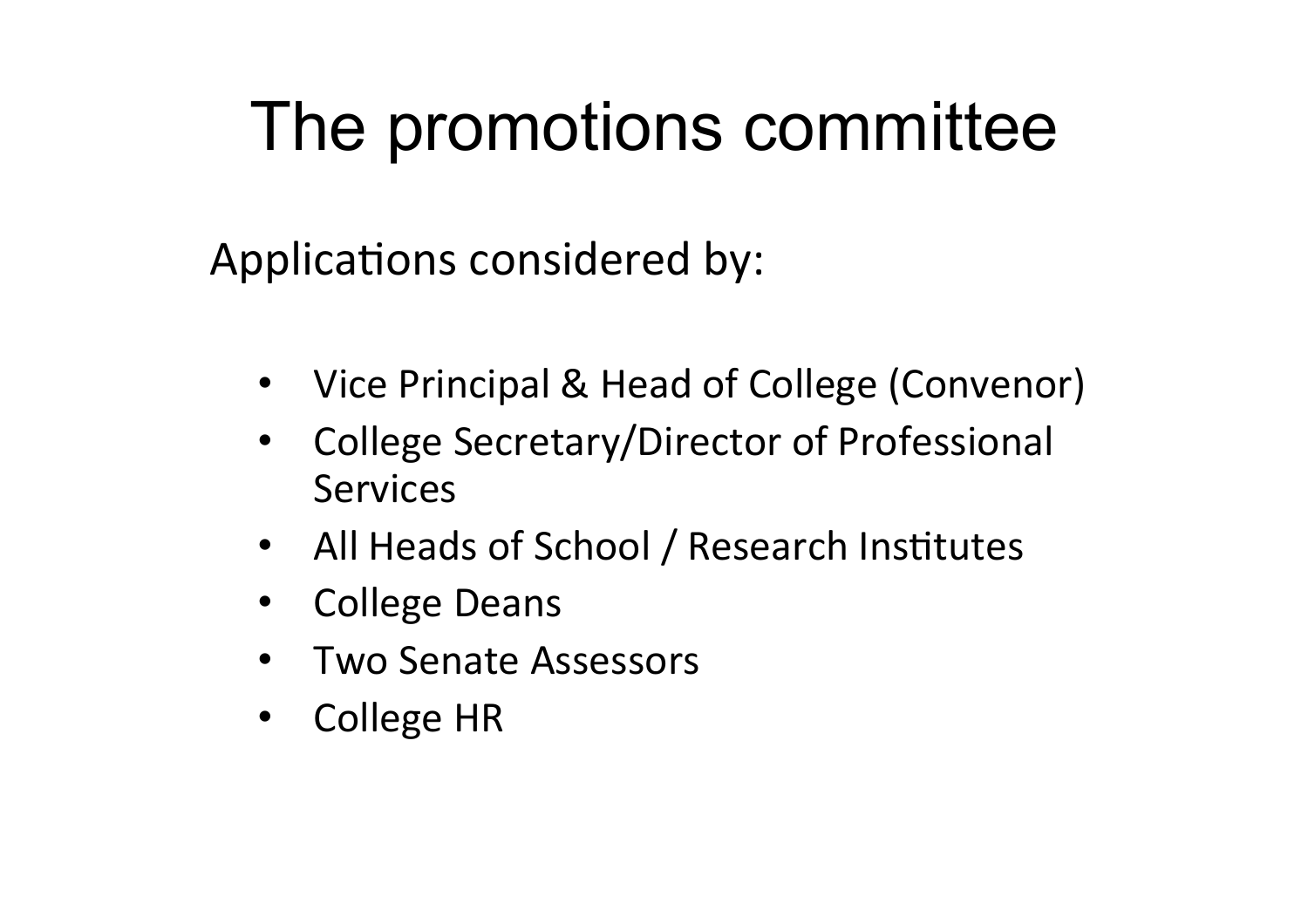# The promotions committee

Applications considered by:

- Vice Principal & Head of College (Convenor)
- College Secretary/Director of Professional Services
- All Heads of School / Research Institutes
- College Deans
- Two Senate Assessors
- College HR